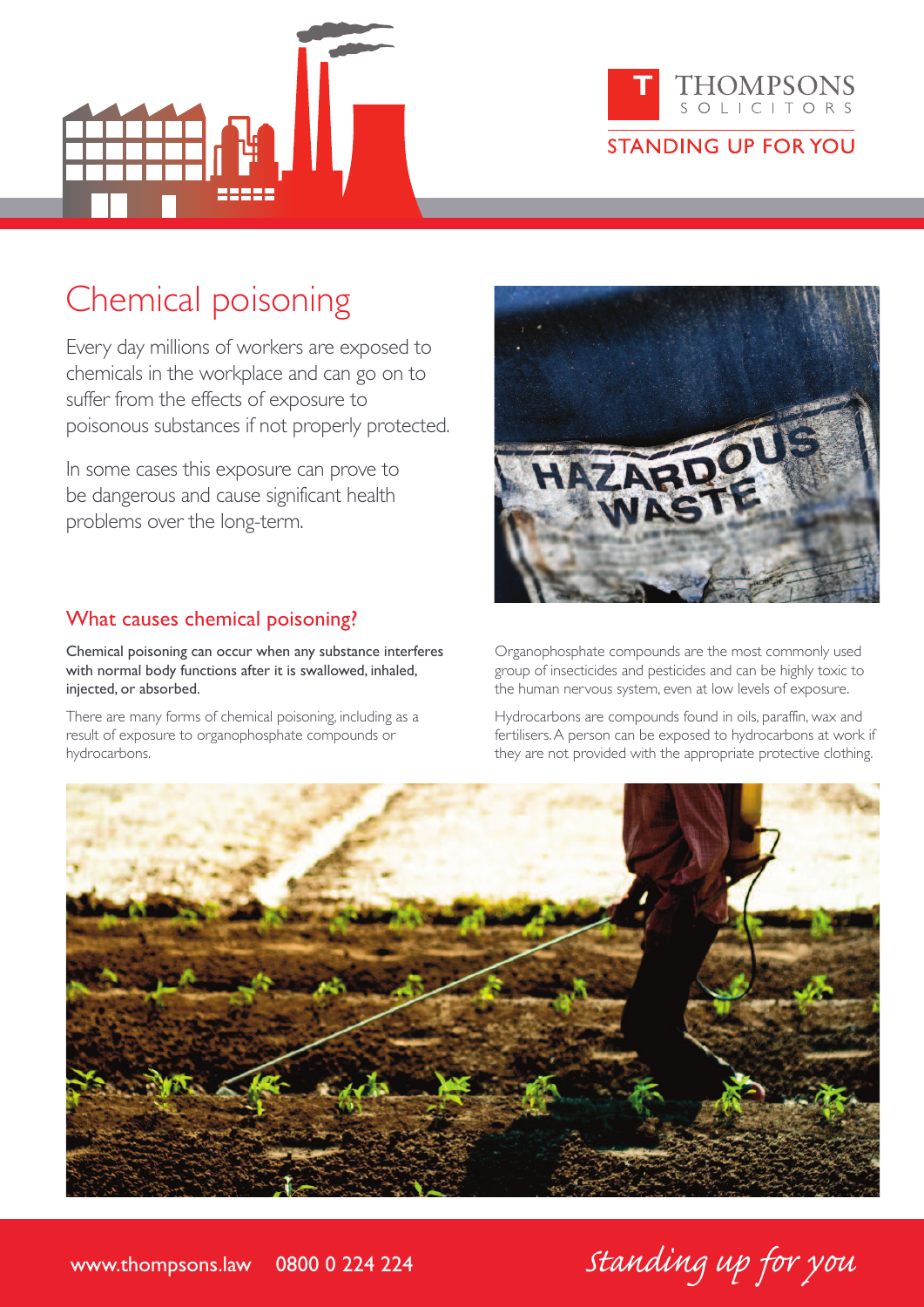# Chemical poisoning

Every day millions of workers are exposed to chemicals in the workplace and can go on to suffer from the effects of exposure to poisonous substances if not properly protected.

In some cases this exposure can prove to be dangerous and cause significant health problems over the long-term.

## What causes chemical poisoning?

**Chemical poisoning can occur when any substance interferes with normal body functions after it is swallowed, inhaled, injected, or absorbed.**

There are many forms of chemical poisoning, including as a result of exposure to organophosphate compounds or hydrocarbons.

Organophosphate compounds are the most commonly used group of insecticides and pesticides and can be highly toxic to the human nervous system, even at low levels of exposure.

Hydrocarbons are compounds found in oils, paraffin, wax and fertilisers. A person can be exposed to hydrocarbons at work if they are not provided with the appropriate protective clothing.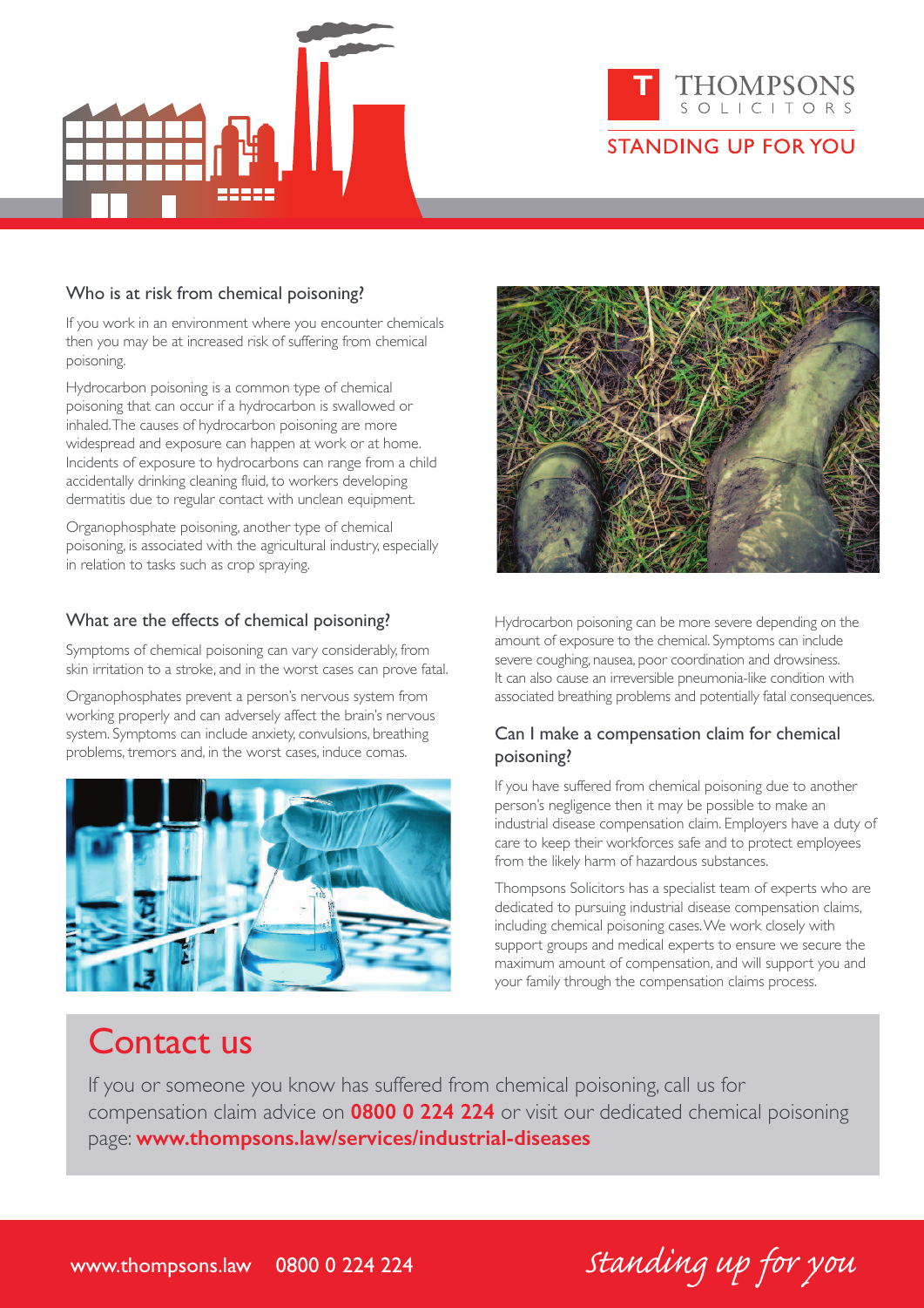## Who is at risk from chemical poisoning?

If you work in an environment where you encounter chemicals then you may be at increased risk of suffering from chemical poisoning.

Hydrocarbon poisoning is a common type of chemical poisoning that can occur if a hydrocarbon is swallowed or inhaled. The causes of hydrocarbon poisoning are more widespread and exposure can happen at work or at home. Incidents of exposure to hydrocarbons can range from a child accidentally drinking cleaning fluid, to workers developing dermatitis due to regular contact with unclean equipment.

Organophosphate poisoning, another type of chemical poisoning, is associated with the agricultural industry, especially in relation to tasks such as crop spraying.

## What are the effects of chemical poisoning?

Symptoms of chemical poisoning can vary considerably, from skin irritation to a stroke, and in the worst cases can prove fatal.

Organophosphates prevent a person's nervous system from working properly and can adversely affect the brain's nervous system. Symptoms can include anxiety, convulsions, breathing problems, tremors and, in the worst cases, induce comas.

Hydrocarbon poisoning can be more severe depending on the amount of exposure to the chemical. Symptoms can include severe coughing, nausea, poor coordination and drowsiness. It can also cause an irreversible pneumonia-like condition with associated breathing problems and potentially fatal consequences.

## Can I make a compensation claim for chemical poisoning?

If you have suffered from chemical poisoning due to another person's negligence then it may be possible to make an industrial disease compensation claim. Employers have a duty of care to keep their workforces safe and to protect employees from the likely harm of hazardous substances.

Thompsons Solicitors has a specialist team of experts who are dedicated to pursuing industrial disease compensation claims, including chemical poisoning cases. We work closely with support groups and medical experts to ensure we secure the maximum amount of compensation, and will support you and your family through the compensation claims process.

# Contact us

If you or someone you know has suffered from chemical poisoning, call us for compensation claim advice on **0800 0 224 224** or visit our dedicated chemical poisoning page: **www.thompsons.law/services/industrial-diseases**